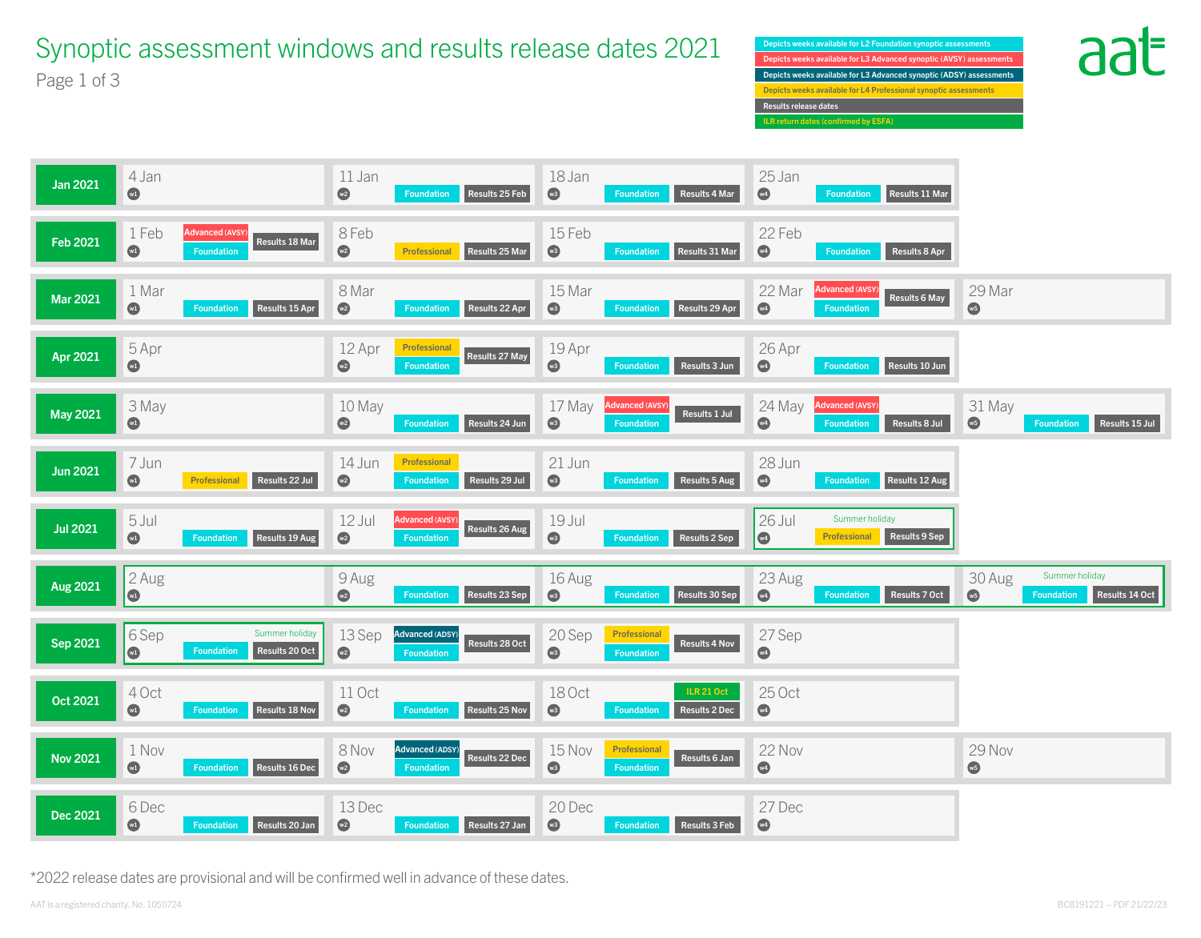# Synoptic assessment windows and results release dates 2021

- Depicts weeks available for L2 Foundation synoptic assessments
- Depicts weeks available for L3 Advanced synoptic (AVSY) assessments
- Depicts weeks available for L3 Advanced synoptic (ADSY) assessments
- Depicts weeks available for L4 Professional synoptic assessments
- Results release dates
- ILR return dates (confirmed by ESFA)

| Month | w1 | w2 | w3 | w4 | w5 |
|---|---|---|---|---|---|
| Jan 2021 | 4 Jan | 11 Jan: Foundation – Results 25 Feb | 18 Jan: Foundation – Results 4 Mar | 25 Jan: Foundation – Results 11 Mar | |
| Feb 2021 | 1 Feb: Advanced (AVSY), Foundation – Results 18 Mar | 8 Feb: Professional – Results 25 Mar | 15 Feb: Foundation – Results 31 Mar | 22 Feb: Foundation – Results 8 Apr | |
| Mar 2021 | 1 Mar: Foundation – Results 15 Apr | 8 Mar: Foundation – Results 22 Apr | 15 Mar: Foundation – Results 29 Apr | 22 Mar: Advanced (AVSY), Foundation – Results 6 May | 29 Mar |
| Apr 2021 | 5 Apr | 12 Apr: Professional, Foundation – Results 27 May | 19 Apr: Foundation – Results 3 Jun | 26 Apr: Foundation – Results 10 Jun | |
| May 2021 | 3 May | 10 May: Foundation – Results 24 Jun | 17 May: Advanced (AVSY), Foundation – Results 1 Jul | 24 May: Advanced (AVSY), Foundation – Results 8 Jul | 31 May: Foundation – Results 15 Jul |
| Jun 2021 | 7 Jun: Professional – Results 22 Jul | 14 Jun: Professional, Foundation – Results 29 Jul | 21 Jun: Foundation – Results 5 Aug | 28 Jun: Foundation – Results 12 Aug | |
| Jul 2021 | 5 Jul: Foundation – Results 19 Aug | 12 Jul: Advanced (AVSY), Foundation – Results 26 Aug | 19 Jul: Foundation – Results 2 Sep | 26 Jul (Summer holiday): Professional – Results 9 Sep | |
| Aug 2021 | 2 Aug (Summer holiday) | 9 Aug (Summer holiday): Foundation – Results 23 Sep | 16 Aug (Summer holiday): Foundation – Results 30 Sep | 23 Aug (Summer holiday): Foundation – Results 7 Oct | 30 Aug (Summer holiday): Foundation – Results 14 Oct |
| Sep 2021 | 6 Sep (Summer holiday): Foundation – Results 20 Oct | 13 Sep: Advanced (ADSY), Foundation – Results 28 Oct | 20 Sep: Professional, Foundation – Results 4 Nov | 27 Sep | |
| Oct 2021 | 4 Oct: Foundation – Results 18 Nov | 11 Oct: Foundation – Results 25 Nov | 18 Oct: ILR 21 Oct; Foundation – Results 2 Dec | 25 Oct | |
| Nov 2021 | 1 Nov: Foundation – Results 16 Dec | 8 Nov: Advanced (ADSY), Foundation – Results 22 Dec | 15 Nov: Professional, Foundation – Results 6 Jan | 22 Nov | 29 Nov |
| Dec 2021 | 6 Dec: Foundation – Results 20 Jan | 13 Dec: Foundation – Results 27 Jan | 20 Dec: Foundation – Results 3 Feb | 27 Dec | |

*2022 release dates are provisional and will be confirmed well in advance of these dates.

AAT is a registered charity. No. 1050724

BC8191221 – PDF 21/22/23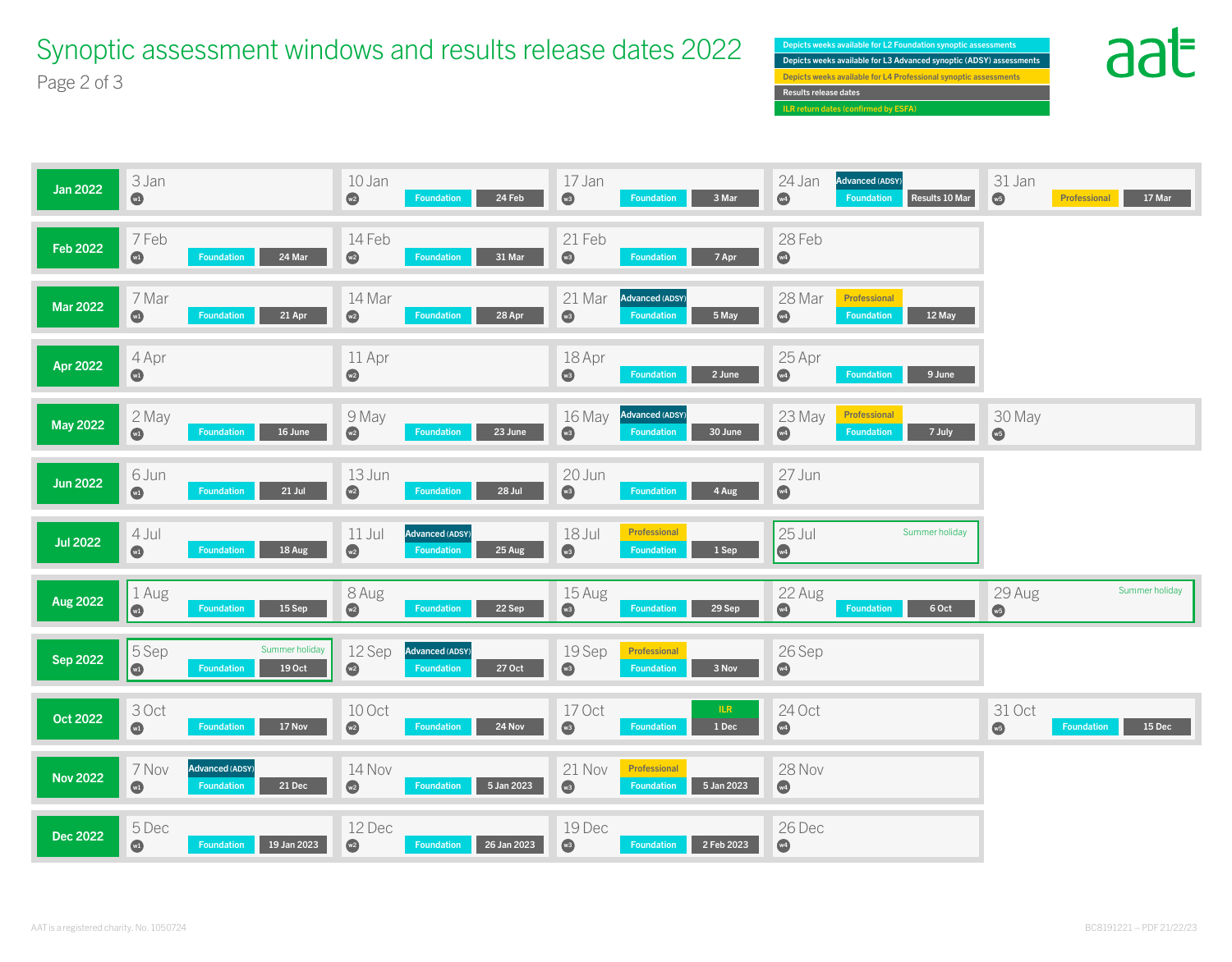# Synoptic assessment windows and results release dates 2022

Page 2 of 3

**Key:**
- Foundation: Depicts weeks available for L2 Foundation synoptic assessments
- Advanced (ADSY): Depicts weeks available for L3 Advanced synoptic (ADSY) assessments
- Professional: Depicts weeks available for L4 Professional synoptic assessments
- Results release dates
- ILR return dates (confirmed by ESFA)

| Month | Week 1 | Week 2 | Week 3 | Week 4 | Week 5 |
|---|---|---|---|---|---|
| **Jan 2022** | 3 Jan (w1) | 10 Jan (w2) Foundation – 24 Feb | 17 Jan (w3) Foundation – 3 Mar | 24 Jan (w4) Advanced (ADSY); Foundation – Results 10 Mar | 31 Jan (w5) Professional – 17 Mar |
| **Feb 2022** | 7 Feb (w1) Foundation – 24 Mar | 14 Feb (w2) Foundation – 31 Mar | 21 Feb (w3) Foundation – 7 Apr | 28 Feb (w4) | |
| **Mar 2022** | 7 Mar (w1) Foundation – 21 Apr | 14 Mar (w2) Foundation – 28 Apr | 21 Mar (w3) Advanced (ADSY); Foundation – 5 May | 28 Mar (w4) Professional; Foundation – 12 May | |
| **Apr 2022** | 4 Apr (w1) | 11 Apr (w2) | 18 Apr (w3) Foundation – 2 June | 25 Apr (w4) Foundation – 9 June | |
| **May 2022** | 2 May (w1) Foundation – 16 June | 9 May (w2) Foundation – 23 June | 16 May (w3) Advanced (ADSY); Foundation – 30 June | 23 May (w4) Professional; Foundation – 7 July | 30 May (w5) |
| **Jun 2022** | 6 Jun (w1) Foundation – 21 Jul | 13 Jun (w2) Foundation – 28 Jul | 20 Jun (w3) Foundation – 4 Aug | 27 Jun (w4) | |
| **Jul 2022** | 4 Jul (w1) Foundation – 18 Aug | 11 Jul (w2) Advanced (ADSY); Foundation – 25 Aug | 18 Jul (w3) Professional; Foundation – 1 Sep | 25 Jul (w4) Summer holiday | |
| **Aug 2022** | 1 Aug (w1) Foundation – 15 Sep (Summer holiday) | 8 Aug (w2) Foundation – 22 Sep (Summer holiday) | 15 Aug (w3) Foundation – 29 Sep (Summer holiday) | 22 Aug (w4) Foundation – 6 Oct (Summer holiday) | 29 Aug (w5) Summer holiday |
| **Sep 2022** | 5 Sep (w1) Summer holiday; Foundation – 19 Oct | 12 Sep (w2) Advanced (ADSY); Foundation – 27 Oct | 19 Sep (w3) Professional; Foundation – 3 Nov | 26 Sep (w4) | |
| **Oct 2022** | 3 Oct (w1) Foundation – 17 Nov | 10 Oct (w2) Foundation – 24 Nov | 17 Oct (w3) Foundation – 1 Dec (ILR) | 24 Oct (w4) | 31 Oct (w5) Foundation – 15 Dec |
| **Nov 2022** | 7 Nov (w1) Advanced (ADSY); Foundation – 21 Dec | 14 Nov (w2) Foundation – 5 Jan 2023 | 21 Nov (w3) Professional; Foundation – 5 Jan 2023 | 28 Nov (w4) | |
| **Dec 2022** | 5 Dec (w1) Foundation – 19 Jan 2023 | 12 Dec (w2) Foundation – 26 Jan 2023 | 19 Dec (w3) Foundation – 2 Feb 2023 | 26 Dec (w4) | |

AAT is a registered charity. No. 1050724

BC8191221 – PDF 21/22/23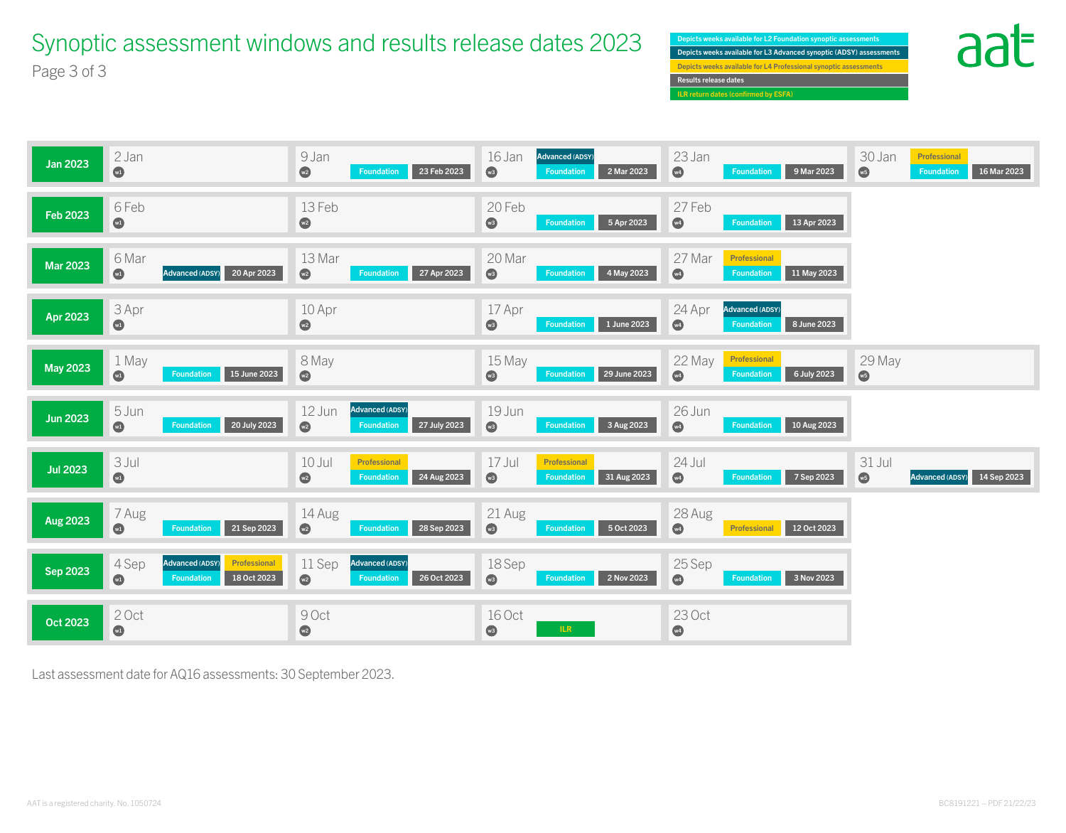# Synoptic assessment windows and results release dates 2023

Page 3 of 3

- Depicts weeks available for L2 Foundation synoptic assessments
- Depicts weeks available for L3 Advanced synoptic (ADSY) assessments
- Depicts weeks available for L4 Professional synoptic assessments
- Results release dates
- ILR return dates (confirmed by ESFA)

| Month | Week 1 | Week 2 | Week 3 | Week 4 | Week 5 |
|---|---|---|---|---|---|
| Jan 2023 | 2 Jan (w1) | 9 Jan (w2): Foundation – 23 Feb 2023 | 16 Jan (w3): Advanced (ADSY), Foundation – 2 Mar 2023 | 23 Jan (w4): Foundation – 9 Mar 2023 | 30 Jan (w5): Professional, Foundation – 16 Mar 2023 |
| Feb 2023 | 6 Feb (w1) | 13 Feb (w2) | 20 Feb (w3): Foundation – 5 Apr 2023 | 27 Feb (w4): Foundation – 13 Apr 2023 | |
| Mar 2023 | 6 Mar (w1): Advanced (ADSY) – 20 Apr 2023 | 13 Mar (w2): Foundation – 27 Apr 2023 | 20 Mar (w3): Foundation – 4 May 2023 | 27 Mar (w4): Professional, Foundation – 11 May 2023 | |
| Apr 2023 | 3 Apr (w1) | 10 Apr (w2) | 17 Apr (w3): Foundation – 1 June 2023 | 24 Apr (w4): Advanced (ADSY), Foundation – 8 June 2023 | |
| May 2023 | 1 May (w1): Foundation – 15 June 2023 | 8 May (w2) | 15 May (w3): Foundation – 29 June 2023 | 22 May (w4): Professional, Foundation – 6 July 2023 | 29 May (w5) |
| Jun 2023 | 5 Jun (w1): Foundation – 20 July 2023 | 12 Jun (w2): Advanced (ADSY), Foundation – 27 July 2023 | 19 Jun (w3): Foundation – 3 Aug 2023 | 26 Jun (w4): Foundation – 10 Aug 2023 | |
| Jul 2023 | 3 Jul (w1) | 10 Jul (w2): Professional, Foundation – 24 Aug 2023 | 17 Jul (w3): Professional, Foundation – 31 Aug 2023 | 24 Jul (w4): Foundation – 7 Sep 2023 | 31 Jul (w5): Advanced (ADSY) – 14 Sep 2023 |
| Aug 2023 | 7 Aug (w1): Foundation – 21 Sep 2023 | 14 Aug (w2): Foundation – 28 Sep 2023 | 21 Aug (w3): Foundation – 5 Oct 2023 | 28 Aug (w4): Professional – 12 Oct 2023 | |
| Sep 2023 | 4 Sep (w1): Advanced (ADSY), Professional, Foundation – 18 Oct 2023 | 11 Sep (w2): Advanced (ADSY), Foundation – 26 Oct 2023 | 18 Sep (w3): Foundation – 2 Nov 2023 | 25 Sep (w4): Foundation – 3 Nov 2023 | |
| Oct 2023 | 2 Oct (w1) | 9 Oct (w2) | 16 Oct (w3): ILR | 23 Oct (w4) | |

Last assessment date for AQ16 assessments: 30 September 2023.

AAT is a registered charity. No. 1050724

BC8191221 – PDF 21/22/23